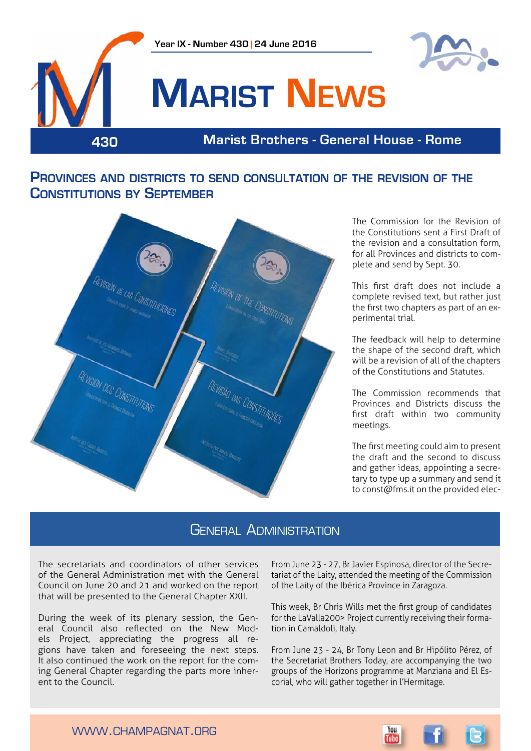Year IX - Number 430 | 24 June 2016

# Marist News

430 Marist Brothers - General House - Rome

## Provinces and districts to send consultation of the revision of the Constitutions by September

The Commission for the Revision of the Constitutions sent a First Draft of the revision and a consultation form, for all Provinces and districts to complete and send by Sept. 30.

This first draft does not include a complete revised text, but rather just the first two chapters as part of an experimental trial.

The feedback will help to determine the shape of the second draft, which will be a revision of all of the chapters of the Constitutions and Statutes.

The Commission recommends that Provinces and Districts discuss the first draft within two community meetings.

The first meeting could aim to present the draft and the second to discuss and gather ideas, appointing a secretary to type up a summary and send it to const@fms.it on the provided elec-

## General Administration

The secretariats and coordinators of other services of the General Administration met with the General Council on June 20 and 21 and worked on the report that will be presented to the General Chapter XXII.

During the week of its plenary session, the General Council also reflected on the New Models Project, appreciating the progress all regions have taken and foreseeing the next steps. It also continued the work on the report for the coming General Chapter regarding the parts more inherent to the Council.

From June 23 - 27, Br Javier Espinosa, director of the Secretariat of the Laity, attended the meeting of the Commission of the Laity of the Ibérica Province in Zaragoza.

This week, Br Chris Wills met the first group of candidates for the LaValla200> Project currently receiving their formation in Camaldoli, Italy.

From June 23 - 24, Br Tony Leon and Br Hipólito Pérez, of the Secretariat Brothers Today, are accompanying the two groups of the Horizons programme at Manziana and El Escorial, who will gather together in l'Hermitage.

www.champagnat.org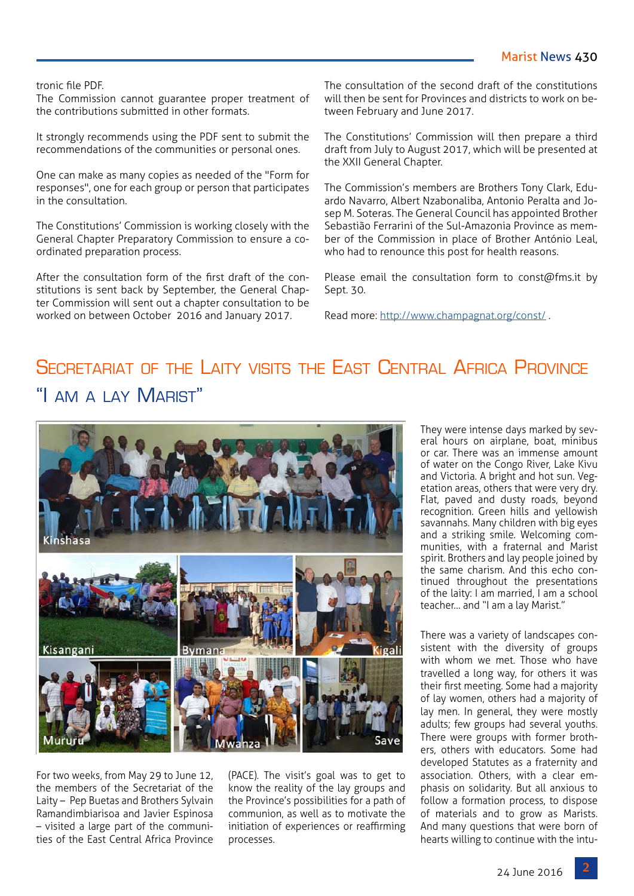tronic file PDF.
The Commission cannot guarantee proper treatment of the contributions submitted in other formats.

It strongly recommends using the PDF sent to submit the recommendations of the communities or personal ones.

One can make as many copies as needed of the "Form for responses", one for each group or person that participates in the consultation.

The Constitutions' Commission is working closely with the General Chapter Preparatory Commission to ensure a co-ordinated preparation process.

After the consultation form of the first draft of the constitutions is sent back by September, the General Chapter Commission will sent out a chapter consultation to be worked on between October 2016 and January 2017.

The consultation of the second draft of the constitutions will then be sent for Provinces and districts to work on between February and June 2017.

The Constitutions' Commission will then prepare a third draft from July to August 2017, which will be presented at the XXII General Chapter.

The Commission's members are Brothers Tony Clark, Eduardo Navarro, Albert Nzabonaliba, Antonio Peralta and Josep M. Soteras. The General Council has appointed Brother Sebastião Ferrarini of the Sul-Amazonia Province as member of the Commission in place of Brother António Leal, who had to renounce this post for health reasons.

Please email the consultation form to const@fms.it by Sept. 30.

Read more: http://www.champagnat.org/const/ .

# Secretariat of the Laity visits the East Central Africa Province "I am a lay Marist"

Kinshasa

Kisangani

Bymana

Kigali

Mururu

Mwanza

Save

For two weeks, from May 29 to June 12, the members of the Secretariat of the Laity – Pep Buetas and Brothers Sylvain Ramandimbiarisoa and Javier Espinosa – visited a large part of the communities of the East Central Africa Province (PACE). The visit's goal was to get to know the reality of the lay groups and the Province's possibilities for a path of communion, as well as to motivate the initiation of experiences or reaffirming processes.

They were intense days marked by several hours on airplane, boat, minibus or car. There was an immense amount of water on the Congo River, Lake Kivu and Victoria. A bright and hot sun. Vegetation areas, others that were very dry. Flat, paved and dusty roads, beyond recognition. Green hills and yellowish savannahs. Many children with big eyes and a striking smile. Welcoming communities, with a fraternal and Marist spirit. Brothers and lay people joined by the same charism. And this echo continued throughout the presentations of the laity: I am married, I am a school teacher... and "I am a lay Marist."

There was a variety of landscapes consistent with the diversity of groups with whom we met. Those who have travelled a long way, for others it was their first meeting. Some had a majority of lay women, others had a majority of lay men. In general, they were mostly adults; few groups had several youths. There were groups with former brothers, others with educators. Some had developed Statutes as a fraternity and association. Others, with a clear emphasis on solidarity. But all anxious to follow a formation process, to dispose of materials and to grow as Marists. And many questions that were born of hearts willing to continue with the intu-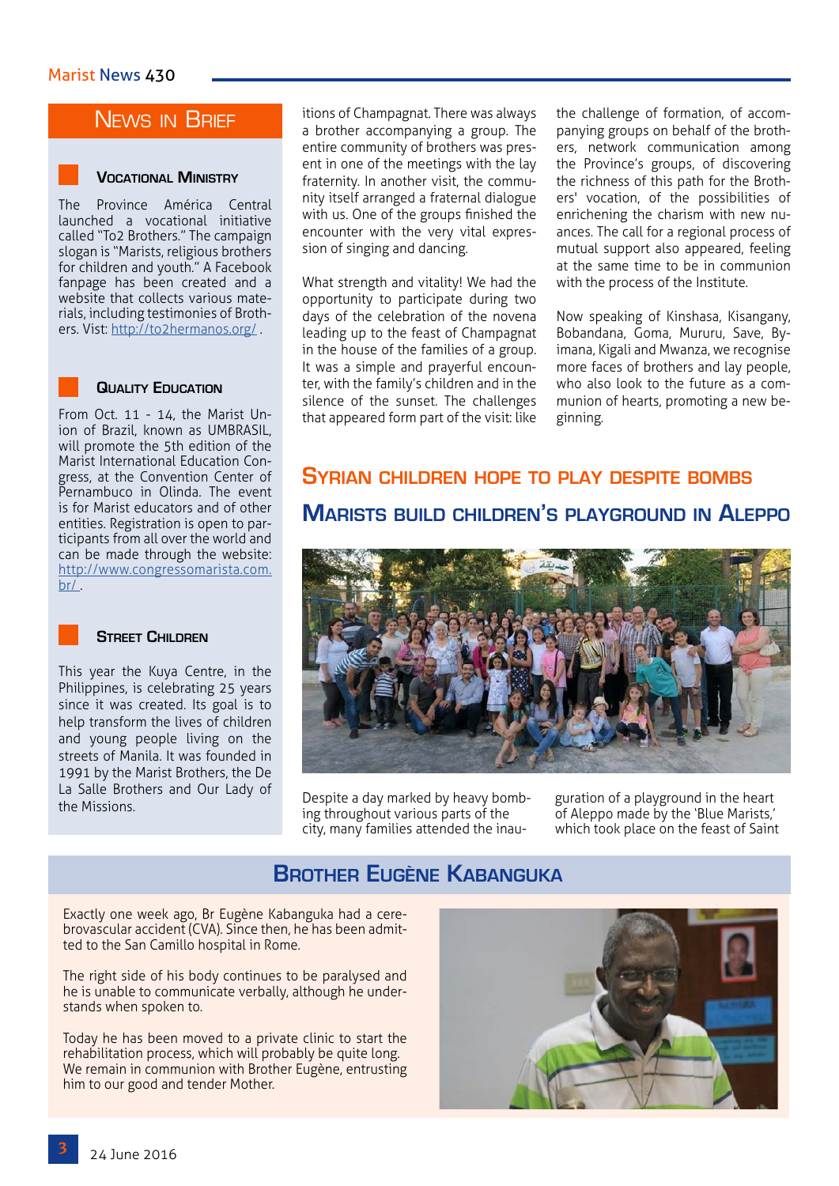## News in Brief

### Vocational Ministry

The Province América Central launched a vocational initiative called "To2 Brothers." The campaign slogan is "Marists, religious brothers for children and youth." A Facebook fanpage has been created and a website that collects various materials, including testimonies of Brothers. Vist: http://to2hermanos.org/ .

### Quality Education

From Oct. 11 - 14, the Marist Union of Brazil, known as UMBRASIL, will promote the 5th edition of the Marist International Education Congress, at the Convention Center of Pernambuco in Olinda. The event is for Marist educators and of other entities. Registration is open to participants from all over the world and can be made through the website: http://www.congressomarista.com.br/ .

### Street Children

This year the Kuya Centre, in the Philippines, is celebrating 25 years since it was created. Its goal is to help transform the lives of children and young people living on the streets of Manila. It was founded in 1991 by the Marist Brothers, the De La Salle Brothers and Our Lady of the Missions.

itions of Champagnat. There was always a brother accompanying a group. The entire community of brothers was present in one of the meetings with the lay fraternity. In another visit, the community itself arranged a fraternal dialogue with us. One of the groups finished the encounter with the very vital expression of singing and dancing.

What strength and vitality! We had the opportunity to participate during two days of the celebration of the novena leading up to the feast of Champagnat in the house of the families of a group. It was a simple and prayerful encounter, with the family's children and in the silence of the sunset. The challenges that appeared form part of the visit: like the challenge of formation, of accompanying groups on behalf of the brothers, network communication among the Province's groups, of discovering the richness of this path for the Brothers' vocation, of the possibilities of enrichening the charism with new nuances. The call for a regional process of mutual support also appeared, feeling at the same time to be in communion with the process of the Institute.

Now speaking of Kinshasa, Kisangany, Bobandana, Goma, Mururu, Save, Byimana, Kigali and Mwanza, we recognise more faces of brothers and lay people, who also look to the future as a communion of hearts, promoting a new beginning.

## Syrian children hope to play despite bombs

## Marists build children's playground in Aleppo

Despite a day marked by heavy bombing throughout various parts of the city, many families attended the inauguration of a playground in the heart of Aleppo made by the 'Blue Marists,' which took place on the feast of Saint

## Brother Eugène Kabanguka

Exactly one week ago, Br Eugène Kabanguka had a cerebrovascular accident (CVA). Since then, he has been admitted to the San Camillo hospital in Rome.

The right side of his body continues to be paralysed and he is unable to communicate verbally, although he understands when spoken to.

Today he has been moved to a private clinic to start the rehabilitation process, which will probably be quite long. We remain in communion with Brother Eugène, entrusting him to our good and tender Mother.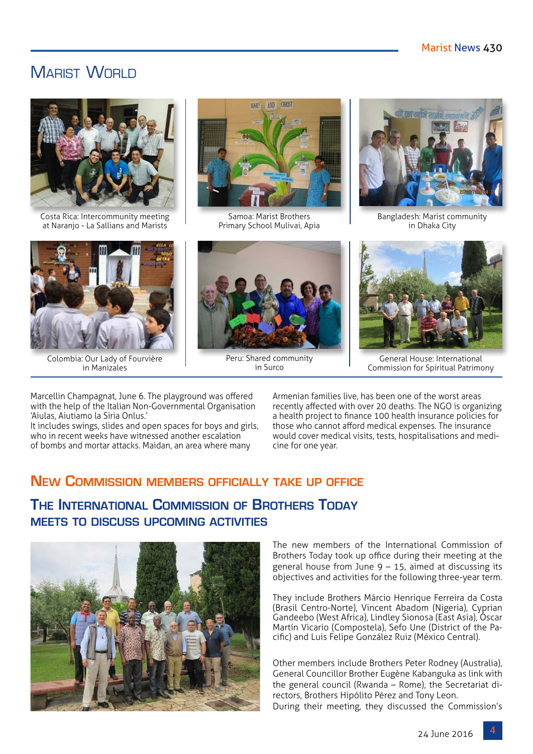# Marist World

Costa Rica: Intercommunity meeting at Naranjo - La Sallians and Marists

Samoa: Marist Brothers Primary School Mulivai, Apia

Bangladesh: Marist community in Dhaka City

Colombia: Our Lady of Fourvière in Manizales

Peru: Shared community in Surco

General House: International Commission for Spiritual Patrimony

Marcellin Champagnat, June 6. The playground was offered with the help of the Italian Non-Governmental Organisation 'Aiulas, Aiutiamo la Siria Onlus.'
It includes swings, slides and open spaces for boys and girls, who in recent weeks have witnessed another escalation of bombs and mortar attacks. Maïdan, an area where many Armenian families live, has been one of the worst areas recently affected with over 20 deaths. The NGO is organizing a health project to finance 100 health insurance policies for those who cannot afford medical expenses. The insurance would cover medical visits, tests, hospitalisations and medicine for one year.

## New Commission members officially take up office

## The International Commission of Brothers Today meets to discuss upcoming activities

The new members of the International Commission of Brothers Today took up office during their meeting at the general house from June 9 – 15, aimed at discussing its objectives and activities for the following three-year term.

They include Brothers Márcio Henrique Ferreira da Costa (Brasil Centro-Norte), Vincent Abadom (Nigeria), Cyprian Gandeebo (West Africa), Lindley Sionosa (East Asia), Óscar Martín Vicario (Compostela), Sefo Une (District of the Pacific) and Luis Felipe González Ruiz (México Central).

Other members include Brothers Peter Rodney (Australia), General Councillor Brother Eugène Kabanguka as link with the general council (Rwanda – Rome), the Secretariat directors, Brothers Hipólito Pérez and Tony Leon.
During their meeting, they discussed the Commission's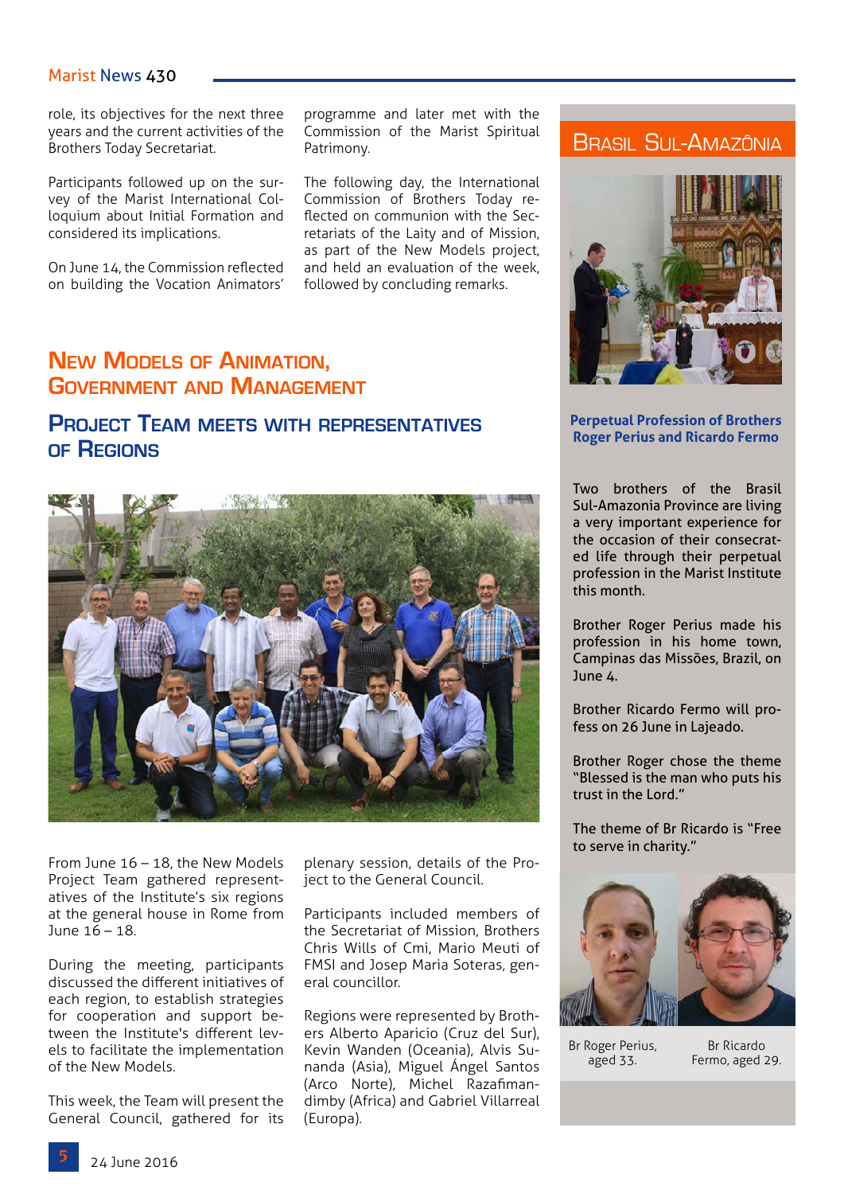role, its objectives for the next three years and the current activities of the Brothers Today Secretariat.

Participants followed up on the survey of the Marist International Colloquium about Initial Formation and considered its implications.

On June 14, the Commission reflected on building the Vocation Animators' programme and later met with the Commission of the Marist Spiritual Patrimony.

The following day, the International Commission of Brothers Today reflected on communion with the Secretariats of the Laity and of Mission, as part of the New Models project, and held an evaluation of the week, followed by concluding remarks.

## New Models of Animation, Government and Management

### Project Team meets with representatives of Regions

From June 16 – 18, the New Models Project Team gathered representatives of the Institute's six regions at the general house in Rome from June 16 – 18.

During the meeting, participants discussed the different initiatives of each region, to establish strategies for cooperation and support between the Institute's different levels to facilitate the implementation of the New Models.

This week, the Team will present the General Council, gathered for its plenary session, details of the Project to the General Council.

Participants included members of the Secretariat of Mission, Brothers Chris Wills of Cmi, Mario Meuti of FMSI and Josep Maria Soteras, general councillor.

Regions were represented by Brothers Alberto Aparicio (Cruz del Sur), Kevin Wanden (Oceania), Alvis Sunanda (Asia), Miguel Ángel Santos (Arco Norte), Michel Razafimandimby (Africa) and Gabriel Villarreal (Europa).

## Brasil Sul-Amazônia

### Perpetual Profession of Brothers Roger Perius and Ricardo Fermo

Two brothers of the Brasil Sul-Amazonia Province are living a very important experience for the occasion of their consecrated life through their perpetual profession in the Marist Institute this month.

Brother Roger Perius made his profession in his home town, Campinas das Missões, Brazil, on June 4.

Brother Ricardo Fermo will profess on 26 June in Lajeado.

Brother Roger chose the theme "Blessed is the man who puts his trust in the Lord."

The theme of Br Ricardo is "Free to serve in charity."

Br Roger Perius, aged 33.

Br Ricardo Fermo, aged 29.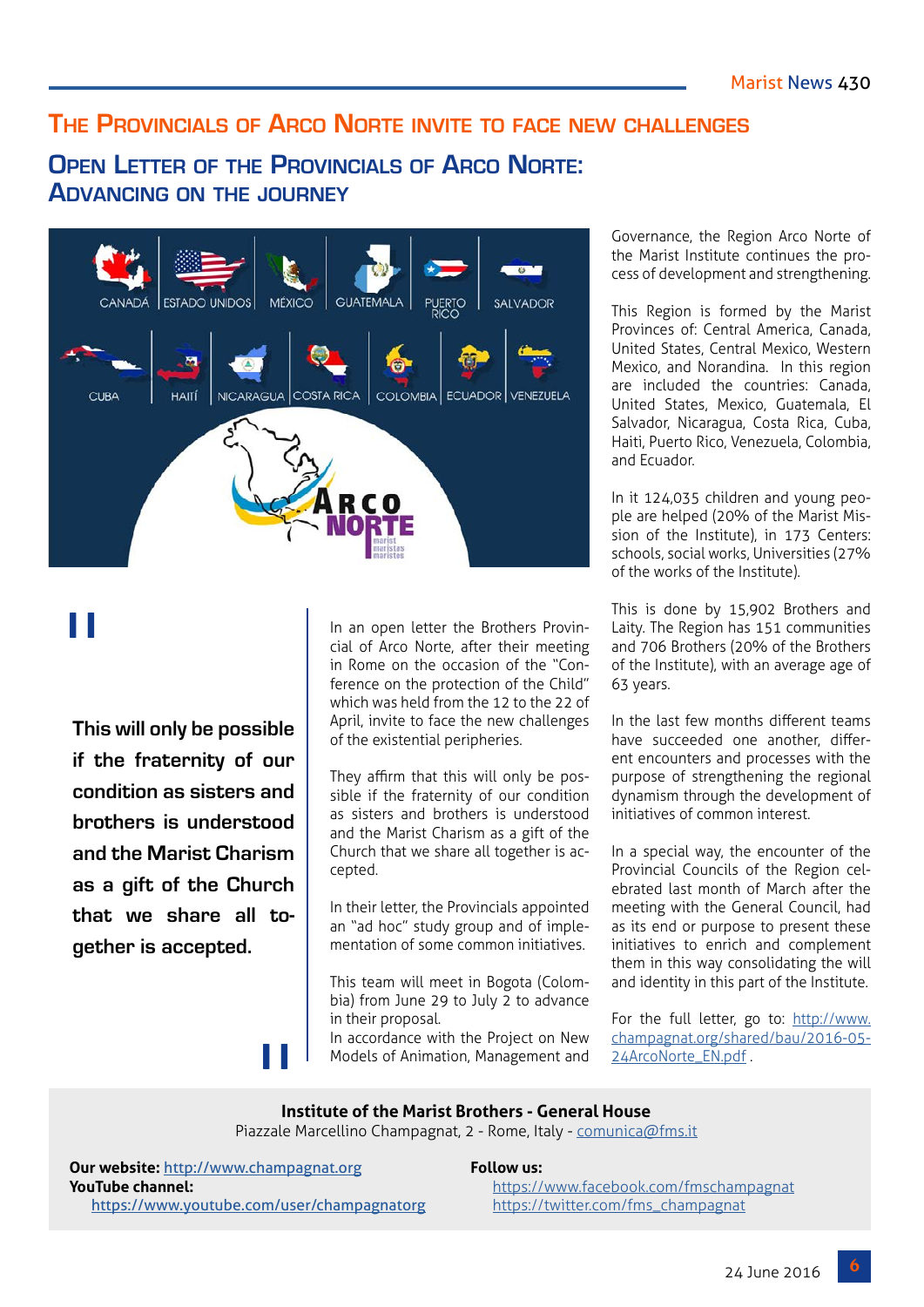## The Provincials of Arco Norte invite to face new challenges

### Open Letter of the Provincials of Arco Norte: Advancing on the journey

CANADÁ ESTADO UNIDOS MÉXICO GUATEMALA PUERTO RICO SALVADOR

CUBA HAITÍ NICARAGUA COSTA RICA COLOMBIA ECUADOR VENEZUELA

ARCO NORTE
marist maristas maristes

**This will only be possible if the fraternity of our condition as sisters and brothers is understood and the Marist Charism as a gift of the Church that we share all together is accepted.**

In an open letter the Brothers Provincial of Arco Norte, after their meeting in Rome on the occasion of the "Conference on the protection of the Child" which was held from the 12 to the 22 of April, invite to face the new challenges of the existential peripheries.

They affirm that this will only be possible if the fraternity of our condition as sisters and brothers is understood and the Marist Charism as a gift of the Church that we share all together is accepted.

In their letter, the Provincials appointed an "ad hoc" study group and of implementation of some common initiatives.

This team will meet in Bogota (Colombia) from June 29 to July 2 to advance in their proposal.

In accordance with the Project on New Models of Animation, Management and Governance, the Region Arco Norte of the Marist Institute continues the process of development and strengthening.

This Region is formed by the Marist Provinces of: Central America, Canada, United States, Central Mexico, Western Mexico, and Norandina. In this region are included the countries: Canada, United States, Mexico, Guatemala, El Salvador, Nicaragua, Costa Rica, Cuba, Haiti, Puerto Rico, Venezuela, Colombia, and Ecuador.

In it 124,035 children and young people are helped (20% of the Marist Mission of the Institute), in 173 Centers: schools, social works, Universities (27% of the works of the Institute).

This is done by 15,902 Brothers and Laity. The Region has 151 communities and 706 Brothers (20% of the Brothers of the Institute), with an average age of 63 years.

In the last few months different teams have succeeded one another, different encounters and processes with the purpose of strengthening the regional dynamism through the development of initiatives of common interest.

In a special way, the encounter of the Provincial Councils of the Region celebrated last month of March after the meeting with the General Council, had as its end or purpose to present these initiatives to enrich and complement them in this way consolidating the will and identity in this part of the Institute.

For the full letter, go to: http://www.champagnat.org/shared/bau/2016-05-24ArcoNorte_EN.pdf .

---

**Institute of the Marist Brothers - General House**
Piazzale Marcellino Champagnat, 2 - Rome, Italy - comunica@fms.it

**Our website:** http://www.champagnat.org
**YouTube channel:**
https://www.youtube.com/user/champagnatorg

**Follow us:**
https://www.facebook.com/fmschampagnat
https://twitter.com/fms_champagnat

24 June 2016